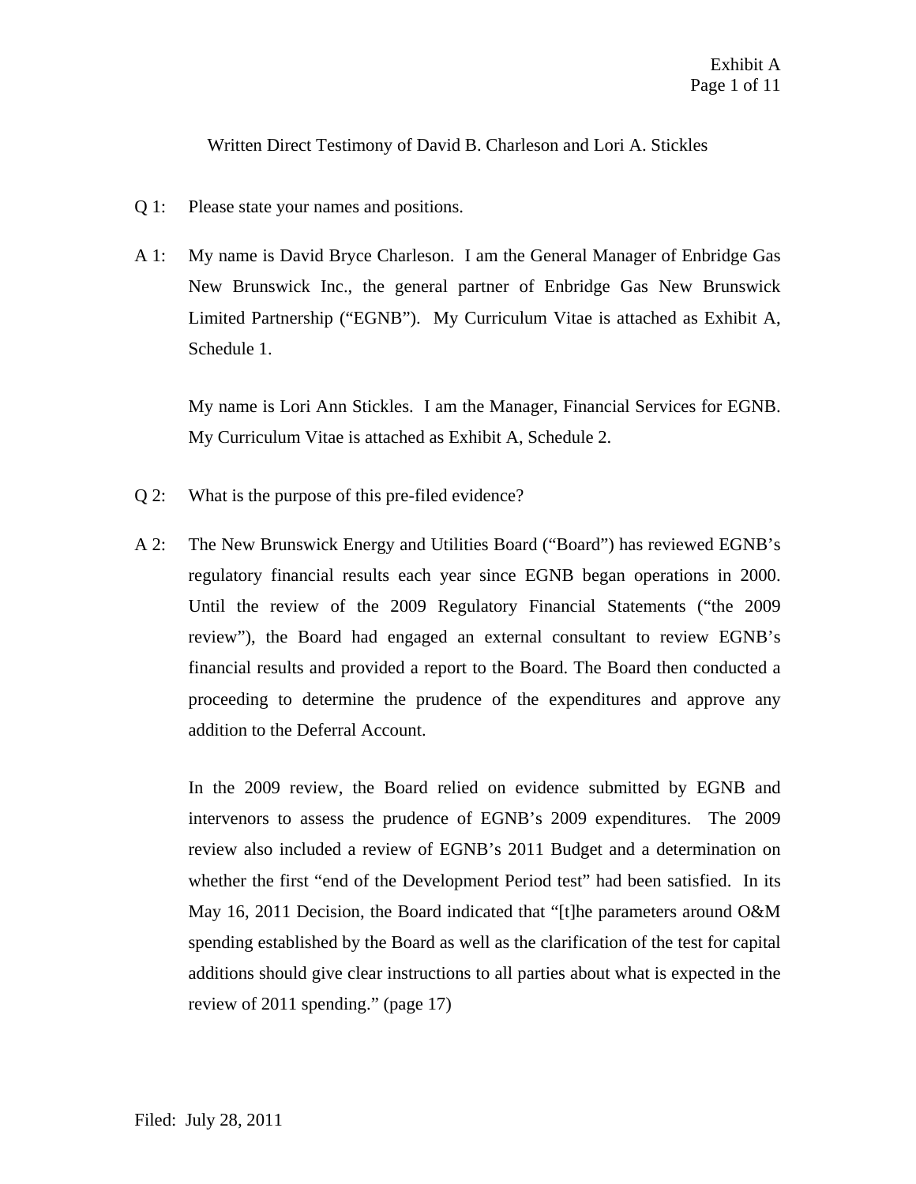Written Direct Testimony of David B. Charleson and Lori A. Stickles

Q 1: Please state your names and positions.

A 1: My name is David Bryce Charleson. I am the General Manager of Enbridge Gas New Brunswick Inc., the general partner of Enbridge Gas New Brunswick Limited Partnership ("EGNB"). My Curriculum Vitae is attached as Exhibit A, Schedule 1.

My name is Lori Ann Stickles. I am the Manager, Financial Services for EGNB. My Curriculum Vitae is attached as Exhibit A, Schedule 2.

Q 2: What is the purpose of this pre-filed evidence?

A 2: The New Brunswick Energy and Utilities Board ("Board") has reviewed EGNB's regulatory financial results each year since EGNB began operations in 2000. Until the review of the 2009 Regulatory Financial Statements ("the 2009 review"), the Board had engaged an external consultant to review EGNB's financial results and provided a report to the Board. The Board then conducted a proceeding to determine the prudence of the expenditures and approve any addition to the Deferral Account.

In the 2009 review, the Board relied on evidence submitted by EGNB and intervenors to assess the prudence of EGNB's 2009 expenditures. The 2009 review also included a review of EGNB's 2011 Budget and a determination on whether the first "end of the Development Period test" had been satisfied. In its May 16, 2011 Decision, the Board indicated that "[t]he parameters around O&M spending established by the Board as well as the clarification of the test for capital additions should give clear instructions to all parties about what is expected in the review of 2011 spending." (page 17)

Filed: July 28, 2011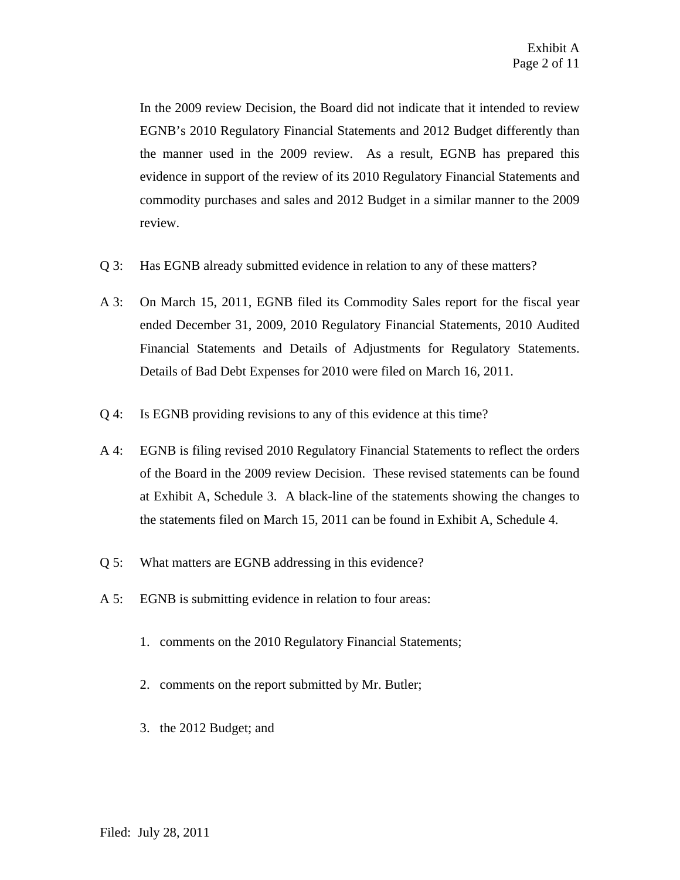In the 2009 review Decision, the Board did not indicate that it intended to review EGNB's 2010 Regulatory Financial Statements and 2012 Budget differently than the manner used in the 2009 review. As a result, EGNB has prepared this evidence in support of the review of its 2010 Regulatory Financial Statements and commodity purchases and sales and 2012 Budget in a similar manner to the 2009 review.

Q 3: Has EGNB already submitted evidence in relation to any of these matters?

A 3: On March 15, 2011, EGNB filed its Commodity Sales report for the fiscal year ended December 31, 2009, 2010 Regulatory Financial Statements, 2010 Audited Financial Statements and Details of Adjustments for Regulatory Statements. Details of Bad Debt Expenses for 2010 were filed on March 16, 2011.

Q 4: Is EGNB providing revisions to any of this evidence at this time?

A 4: EGNB is filing revised 2010 Regulatory Financial Statements to reflect the orders of the Board in the 2009 review Decision. These revised statements can be found at Exhibit A, Schedule 3. A black-line of the statements showing the changes to the statements filed on March 15, 2011 can be found in Exhibit A, Schedule 4.

Q 5: What matters are EGNB addressing in this evidence?

A 5: EGNB is submitting evidence in relation to four areas:

1. comments on the 2010 Regulatory Financial Statements;

2. comments on the report submitted by Mr. Butler;

3. the 2012 Budget; and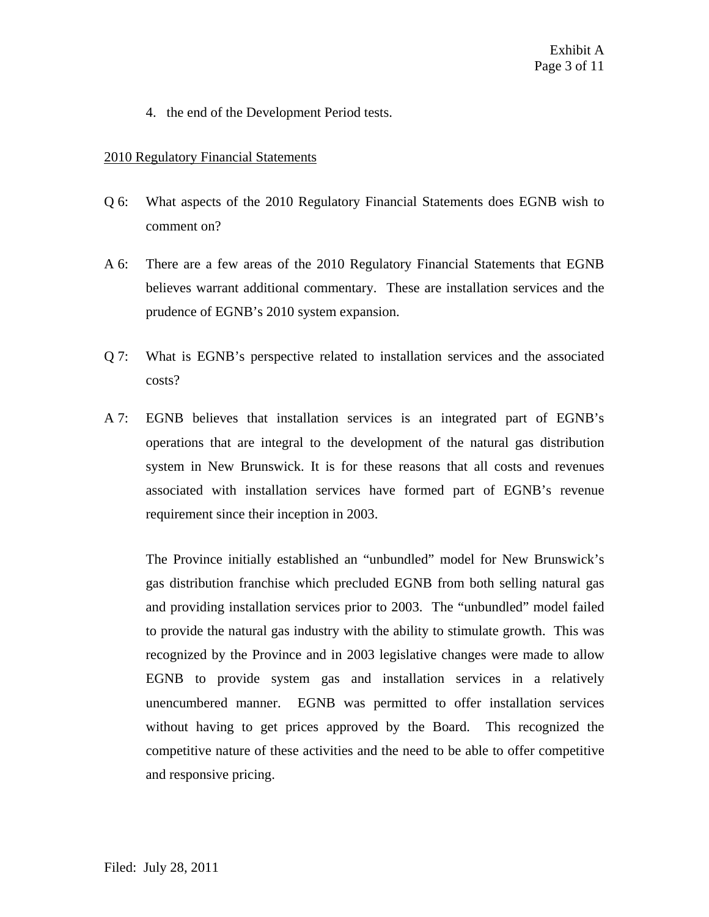4. the end of the Development Period tests.

2010 Regulatory Financial Statements

Q 6: What aspects of the 2010 Regulatory Financial Statements does EGNB wish to comment on?

A 6: There are a few areas of the 2010 Regulatory Financial Statements that EGNB believes warrant additional commentary. These are installation services and the prudence of EGNB's 2010 system expansion.

Q 7: What is EGNB's perspective related to installation services and the associated costs?

A 7: EGNB believes that installation services is an integrated part of EGNB's operations that are integral to the development of the natural gas distribution system in New Brunswick. It is for these reasons that all costs and revenues associated with installation services have formed part of EGNB's revenue requirement since their inception in 2003.

The Province initially established an "unbundled" model for New Brunswick's gas distribution franchise which precluded EGNB from both selling natural gas and providing installation services prior to 2003. The "unbundled" model failed to provide the natural gas industry with the ability to stimulate growth. This was recognized by the Province and in 2003 legislative changes were made to allow EGNB to provide system gas and installation services in a relatively unencumbered manner. EGNB was permitted to offer installation services without having to get prices approved by the Board. This recognized the competitive nature of these activities and the need to be able to offer competitive and responsive pricing.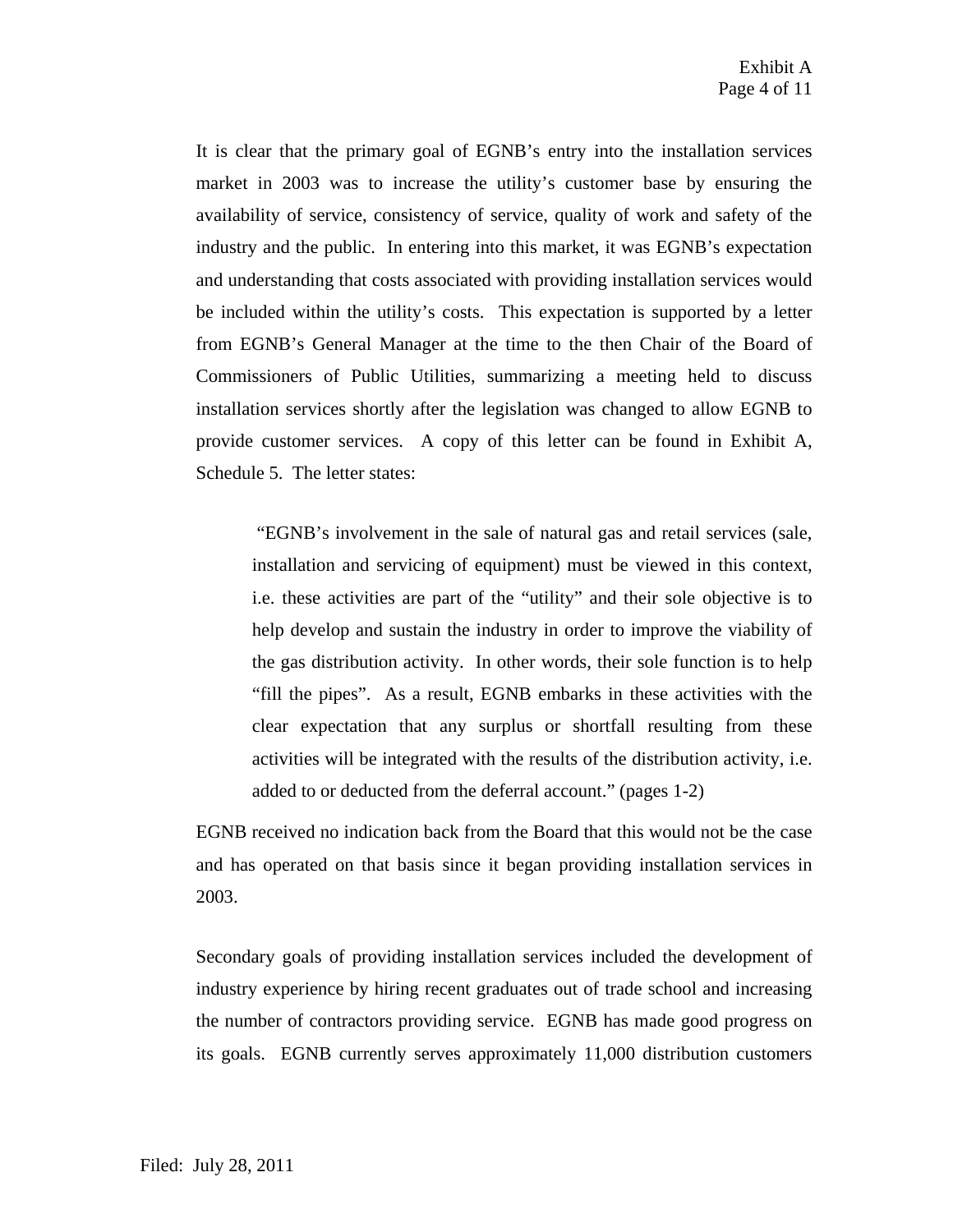It is clear that the primary goal of EGNB's entry into the installation services market in 2003 was to increase the utility's customer base by ensuring the availability of service, consistency of service, quality of work and safety of the industry and the public. In entering into this market, it was EGNB's expectation and understanding that costs associated with providing installation services would be included within the utility's costs. This expectation is supported by a letter from EGNB's General Manager at the time to the then Chair of the Board of Commissioners of Public Utilities, summarizing a meeting held to discuss installation services shortly after the legislation was changed to allow EGNB to provide customer services. A copy of this letter can be found in Exhibit A, Schedule 5. The letter states:

> "EGNB's involvement in the sale of natural gas and retail services (sale, installation and servicing of equipment) must be viewed in this context, i.e. these activities are part of the "utility" and their sole objective is to help develop and sustain the industry in order to improve the viability of the gas distribution activity. In other words, their sole function is to help "fill the pipes". As a result, EGNB embarks in these activities with the clear expectation that any surplus or shortfall resulting from these activities will be integrated with the results of the distribution activity, i.e. added to or deducted from the deferral account." (pages 1-2)

EGNB received no indication back from the Board that this would not be the case and has operated on that basis since it began providing installation services in 2003.

Secondary goals of providing installation services included the development of industry experience by hiring recent graduates out of trade school and increasing the number of contractors providing service. EGNB has made good progress on its goals. EGNB currently serves approximately 11,000 distribution customers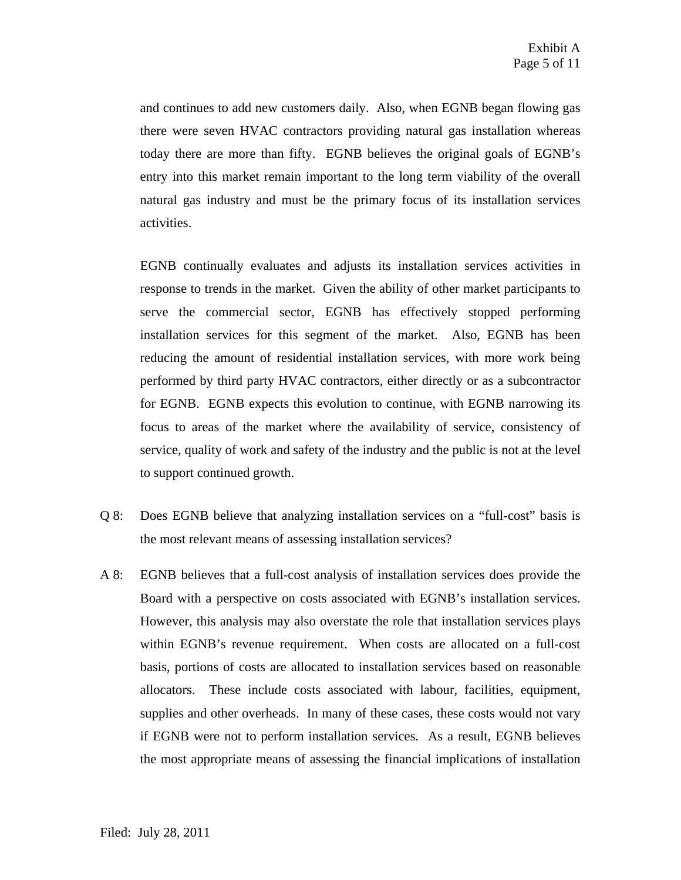and continues to add new customers daily. Also, when EGNB began flowing gas there were seven HVAC contractors providing natural gas installation whereas today there are more than fifty. EGNB believes the original goals of EGNB's entry into this market remain important to the long term viability of the overall natural gas industry and must be the primary focus of its installation services activities.

EGNB continually evaluates and adjusts its installation services activities in response to trends in the market. Given the ability of other market participants to serve the commercial sector, EGNB has effectively stopped performing installation services for this segment of the market. Also, EGNB has been reducing the amount of residential installation services, with more work being performed by third party HVAC contractors, either directly or as a subcontractor for EGNB. EGNB expects this evolution to continue, with EGNB narrowing its focus to areas of the market where the availability of service, consistency of service, quality of work and safety of the industry and the public is not at the level to support continued growth.

Q 8: Does EGNB believe that analyzing installation services on a "full-cost" basis is the most relevant means of assessing installation services?

A 8: EGNB believes that a full-cost analysis of installation services does provide the Board with a perspective on costs associated with EGNB's installation services. However, this analysis may also overstate the role that installation services plays within EGNB's revenue requirement. When costs are allocated on a full-cost basis, portions of costs are allocated to installation services based on reasonable allocators. These include costs associated with labour, facilities, equipment, supplies and other overheads. In many of these cases, these costs would not vary if EGNB were not to perform installation services. As a result, EGNB believes the most appropriate means of assessing the financial implications of installation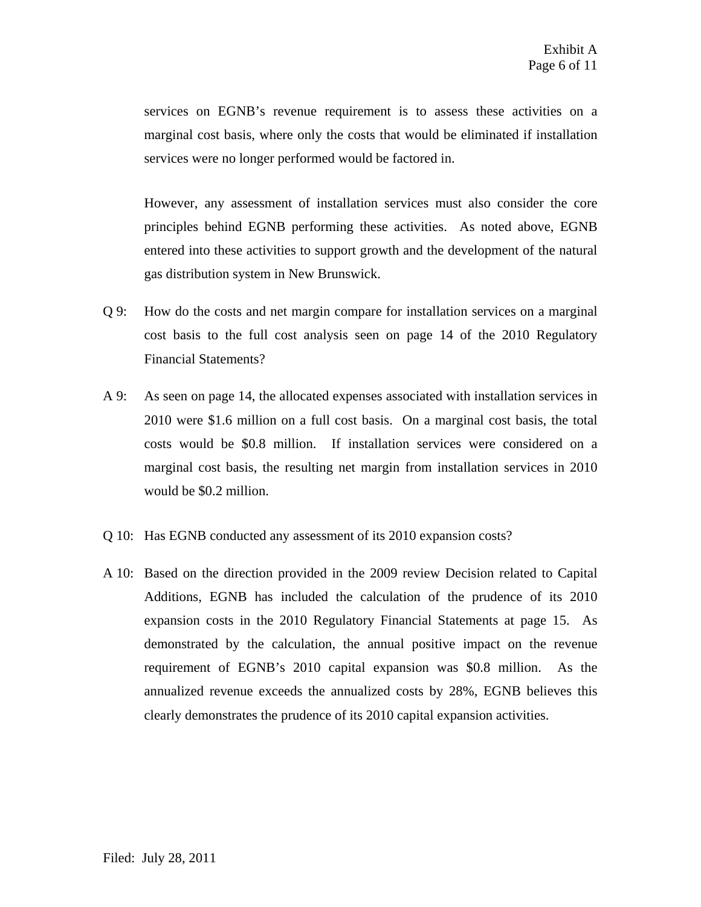services on EGNB's revenue requirement is to assess these activities on a marginal cost basis, where only the costs that would be eliminated if installation services were no longer performed would be factored in.

However, any assessment of installation services must also consider the core principles behind EGNB performing these activities. As noted above, EGNB entered into these activities to support growth and the development of the natural gas distribution system in New Brunswick.

Q 9: How do the costs and net margin compare for installation services on a marginal cost basis to the full cost analysis seen on page 14 of the 2010 Regulatory Financial Statements?

A 9: As seen on page 14, the allocated expenses associated with installation services in 2010 were $1.6 million on a full cost basis. On a marginal cost basis, the total costs would be $0.8 million. If installation services were considered on a marginal cost basis, the resulting net margin from installation services in 2010 would be $0.2 million.

Q 10: Has EGNB conducted any assessment of its 2010 expansion costs?

A 10: Based on the direction provided in the 2009 review Decision related to Capital Additions, EGNB has included the calculation of the prudence of its 2010 expansion costs in the 2010 Regulatory Financial Statements at page 15. As demonstrated by the calculation, the annual positive impact on the revenue requirement of EGNB's 2010 capital expansion was $0.8 million. As the annualized revenue exceeds the annualized costs by 28%, EGNB believes this clearly demonstrates the prudence of its 2010 capital expansion activities.

Filed: July 28, 2011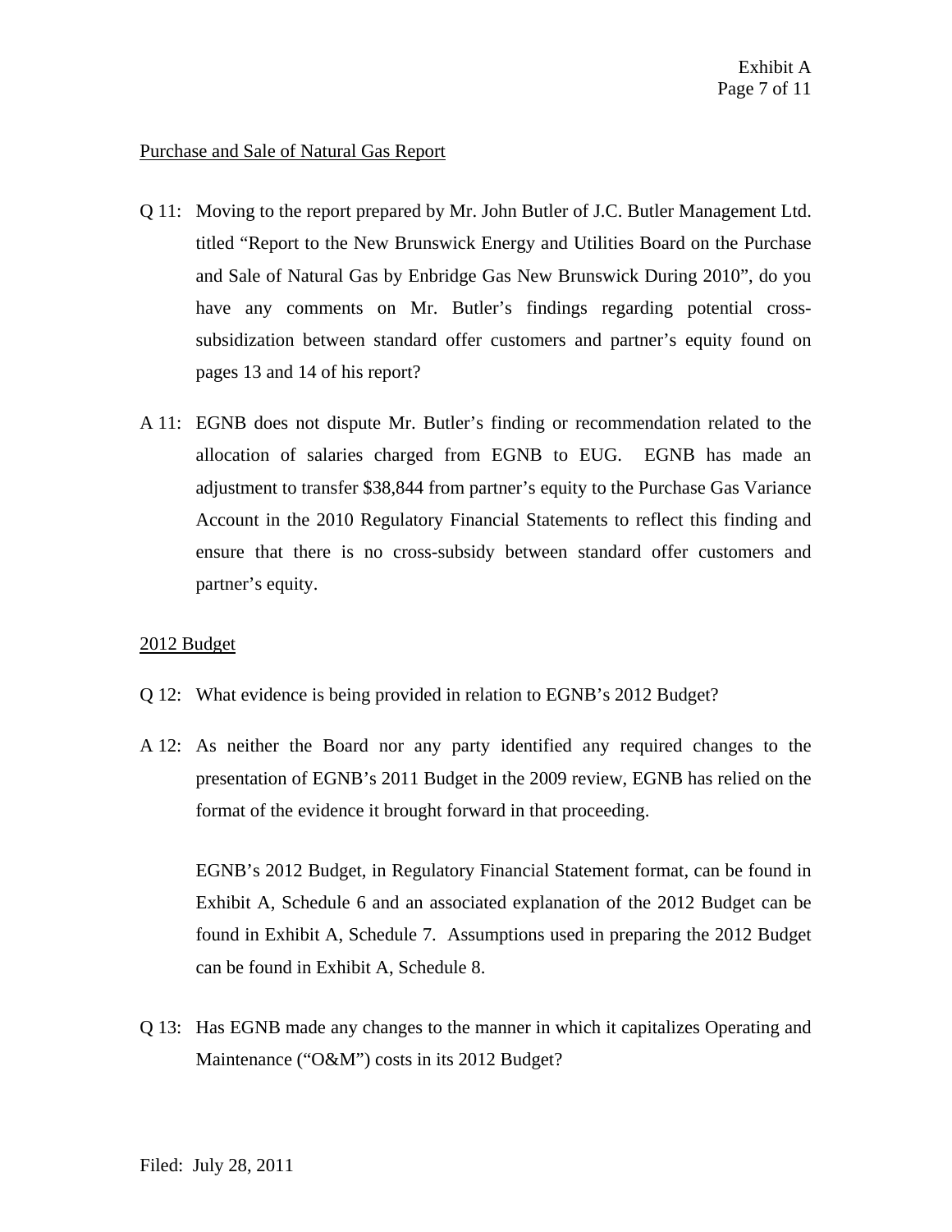Purchase and Sale of Natural Gas Report

Q 11: Moving to the report prepared by Mr. John Butler of J.C. Butler Management Ltd. titled "Report to the New Brunswick Energy and Utilities Board on the Purchase and Sale of Natural Gas by Enbridge Gas New Brunswick During 2010", do you have any comments on Mr. Butler's findings regarding potential cross-subsidization between standard offer customers and partner's equity found on pages 13 and 14 of his report?

A 11: EGNB does not dispute Mr. Butler's finding or recommendation related to the allocation of salaries charged from EGNB to EUG. EGNB has made an adjustment to transfer $38,844 from partner's equity to the Purchase Gas Variance Account in the 2010 Regulatory Financial Statements to reflect this finding and ensure that there is no cross-subsidy between standard offer customers and partner's equity.

2012 Budget

Q 12: What evidence is being provided in relation to EGNB's 2012 Budget?

A 12: As neither the Board nor any party identified any required changes to the presentation of EGNB's 2011 Budget in the 2009 review, EGNB has relied on the format of the evidence it brought forward in that proceeding.

EGNB's 2012 Budget, in Regulatory Financial Statement format, can be found in Exhibit A, Schedule 6 and an associated explanation of the 2012 Budget can be found in Exhibit A, Schedule 7. Assumptions used in preparing the 2012 Budget can be found in Exhibit A, Schedule 8.

Q 13: Has EGNB made any changes to the manner in which it capitalizes Operating and Maintenance ("O&M") costs in its 2012 Budget?

Filed: July 28, 2011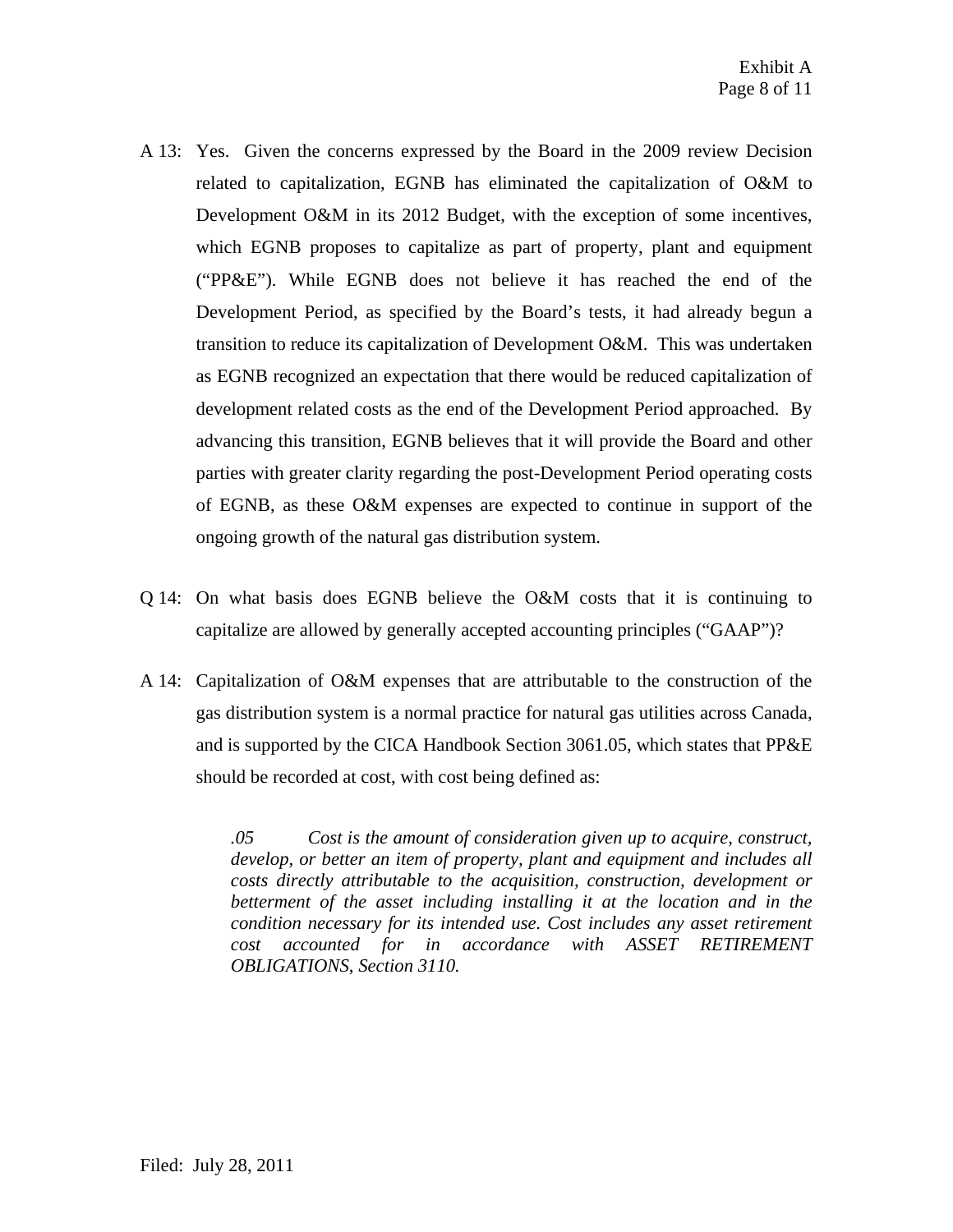A 13: Yes. Given the concerns expressed by the Board in the 2009 review Decision related to capitalization, EGNB has eliminated the capitalization of O&M to Development O&M in its 2012 Budget, with the exception of some incentives, which EGNB proposes to capitalize as part of property, plant and equipment ("PP&E"). While EGNB does not believe it has reached the end of the Development Period, as specified by the Board's tests, it had already begun a transition to reduce its capitalization of Development O&M. This was undertaken as EGNB recognized an expectation that there would be reduced capitalization of development related costs as the end of the Development Period approached. By advancing this transition, EGNB believes that it will provide the Board and other parties with greater clarity regarding the post-Development Period operating costs of EGNB, as these O&M expenses are expected to continue in support of the ongoing growth of the natural gas distribution system.

Q 14: On what basis does EGNB believe the O&M costs that it is continuing to capitalize are allowed by generally accepted accounting principles ("GAAP")?

A 14: Capitalization of O&M expenses that are attributable to the construction of the gas distribution system is a normal practice for natural gas utilities across Canada, and is supported by the CICA Handbook Section 3061.05, which states that PP&E should be recorded at cost, with cost being defined as:

> *.05 Cost is the amount of consideration given up to acquire, construct, develop, or better an item of property, plant and equipment and includes all costs directly attributable to the acquisition, construction, development or betterment of the asset including installing it at the location and in the condition necessary for its intended use. Cost includes any asset retirement cost accounted for in accordance with ASSET RETIREMENT OBLIGATIONS, Section 3110.*

Filed: July 28, 2011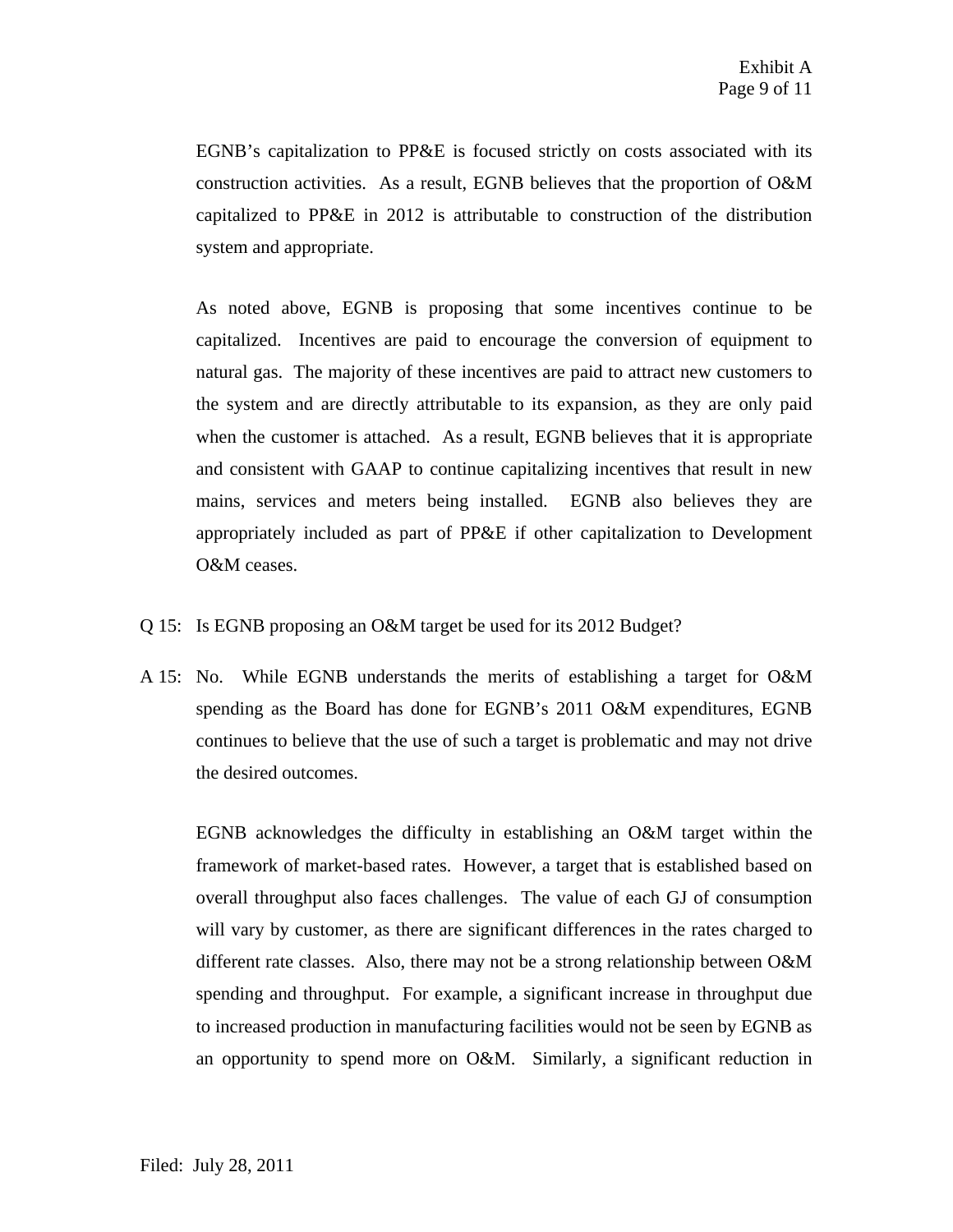EGNB's capitalization to PP&E is focused strictly on costs associated with its construction activities. As a result, EGNB believes that the proportion of O&M capitalized to PP&E in 2012 is attributable to construction of the distribution system and appropriate.

As noted above, EGNB is proposing that some incentives continue to be capitalized. Incentives are paid to encourage the conversion of equipment to natural gas. The majority of these incentives are paid to attract new customers to the system and are directly attributable to its expansion, as they are only paid when the customer is attached. As a result, EGNB believes that it is appropriate and consistent with GAAP to continue capitalizing incentives that result in new mains, services and meters being installed. EGNB also believes they are appropriately included as part of PP&E if other capitalization to Development O&M ceases.

Q 15: Is EGNB proposing an O&M target be used for its 2012 Budget?

A 15: No. While EGNB understands the merits of establishing a target for O&M spending as the Board has done for EGNB's 2011 O&M expenditures, EGNB continues to believe that the use of such a target is problematic and may not drive the desired outcomes.

EGNB acknowledges the difficulty in establishing an O&M target within the framework of market-based rates. However, a target that is established based on overall throughput also faces challenges. The value of each GJ of consumption will vary by customer, as there are significant differences in the rates charged to different rate classes. Also, there may not be a strong relationship between O&M spending and throughput. For example, a significant increase in throughput due to increased production in manufacturing facilities would not be seen by EGNB as an opportunity to spend more on O&M. Similarly, a significant reduction in

Filed: July 28, 2011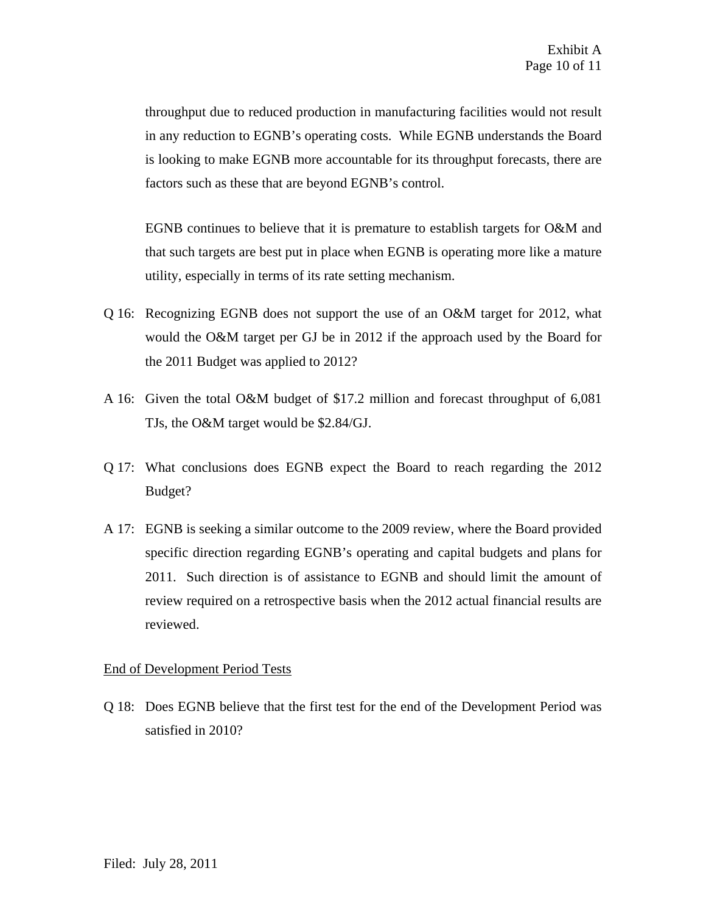throughput due to reduced production in manufacturing facilities would not result in any reduction to EGNB's operating costs. While EGNB understands the Board is looking to make EGNB more accountable for its throughput forecasts, there are factors such as these that are beyond EGNB's control.

EGNB continues to believe that it is premature to establish targets for O&M and that such targets are best put in place when EGNB is operating more like a mature utility, especially in terms of its rate setting mechanism.

Q 16: Recognizing EGNB does not support the use of an O&M target for 2012, what would the O&M target per GJ be in 2012 if the approach used by the Board for the 2011 Budget was applied to 2012?

A 16: Given the total O&M budget of $17.2 million and forecast throughput of 6,081 TJs, the O&M target would be $2.84/GJ.

Q 17: What conclusions does EGNB expect the Board to reach regarding the 2012 Budget?

A 17: EGNB is seeking a similar outcome to the 2009 review, where the Board provided specific direction regarding EGNB's operating and capital budgets and plans for 2011. Such direction is of assistance to EGNB and should limit the amount of review required on a retrospective basis when the 2012 actual financial results are reviewed.

<u>End of Development Period Tests</u>

Q 18: Does EGNB believe that the first test for the end of the Development Period was satisfied in 2010?

Filed: July 28, 2011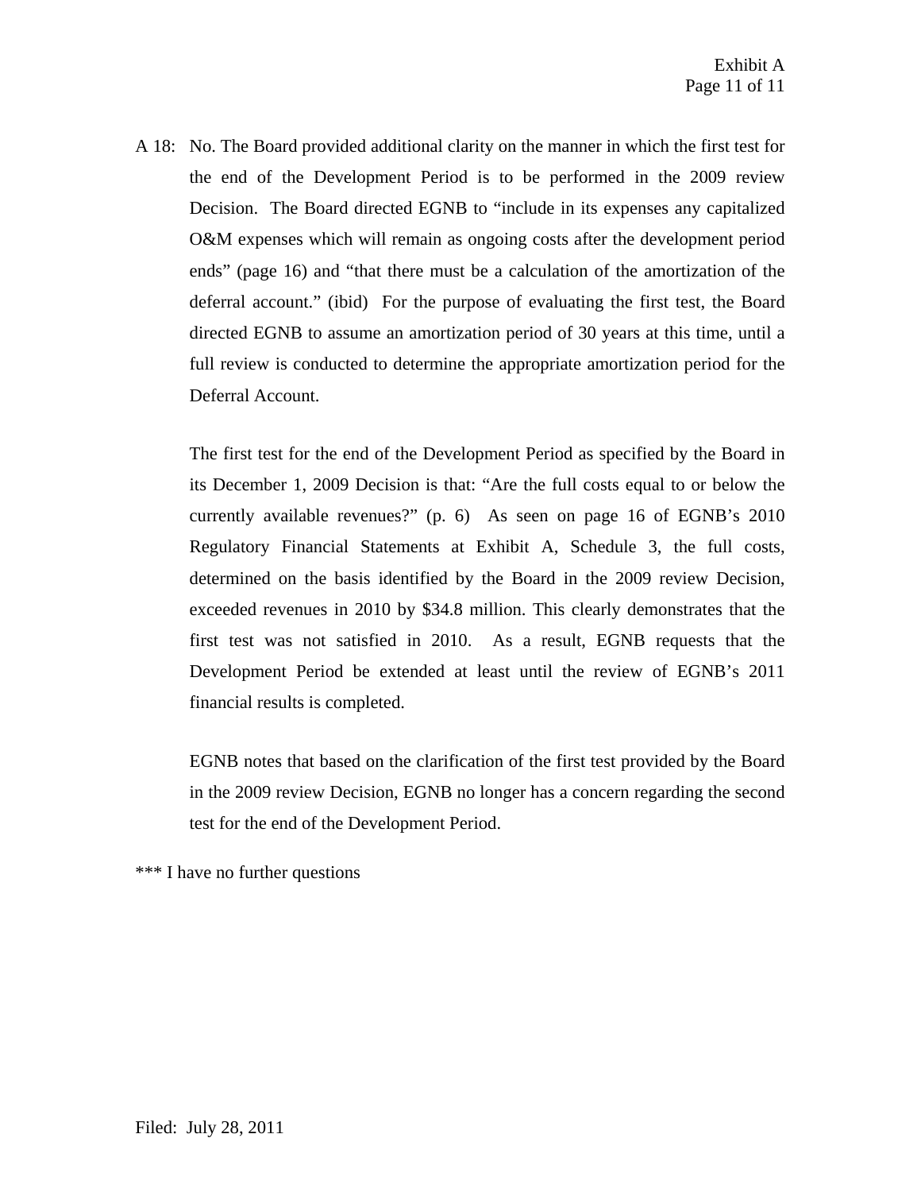A 18: No. The Board provided additional clarity on the manner in which the first test for the end of the Development Period is to be performed in the 2009 review Decision. The Board directed EGNB to "include in its expenses any capitalized O&M expenses which will remain as ongoing costs after the development period ends" (page 16) and "that there must be a calculation of the amortization of the deferral account." (ibid) For the purpose of evaluating the first test, the Board directed EGNB to assume an amortization period of 30 years at this time, until a full review is conducted to determine the appropriate amortization period for the Deferral Account.

The first test for the end of the Development Period as specified by the Board in its December 1, 2009 Decision is that: "Are the full costs equal to or below the currently available revenues?" (p. 6) As seen on page 16 of EGNB's 2010 Regulatory Financial Statements at Exhibit A, Schedule 3, the full costs, determined on the basis identified by the Board in the 2009 review Decision, exceeded revenues in 2010 by $34.8 million. This clearly demonstrates that the first test was not satisfied in 2010. As a result, EGNB requests that the Development Period be extended at least until the review of EGNB's 2011 financial results is completed.

EGNB notes that based on the clarification of the first test provided by the Board in the 2009 review Decision, EGNB no longer has a concern regarding the second test for the end of the Development Period.

*** I have no further questions

Filed: July 28, 2011